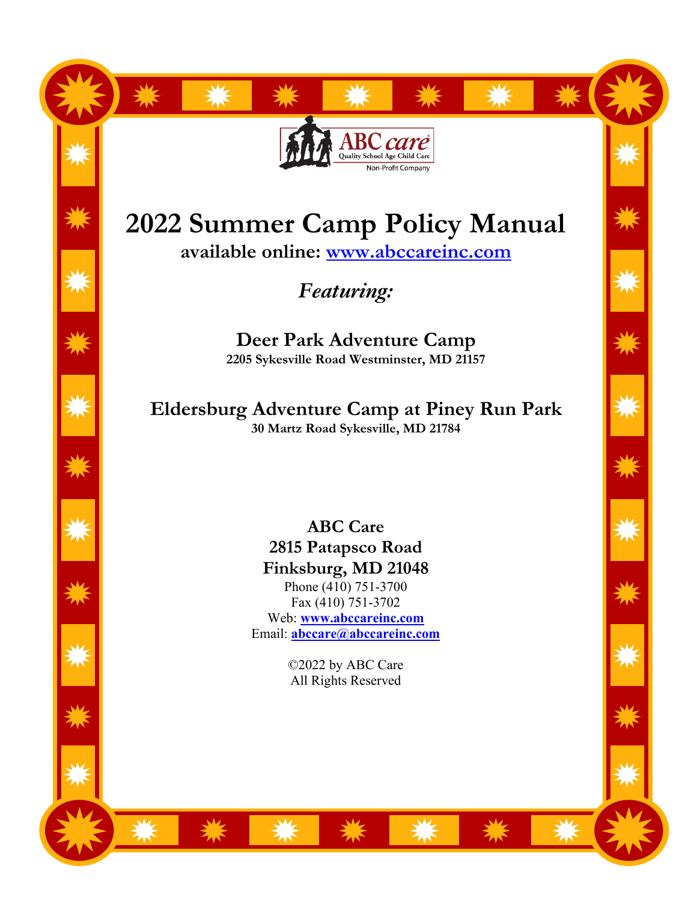ABC care
Quality School Age Child Care
Non-Profit Company

# 2022 Summer Camp Policy Manual

**available online: [www.abccareinc.com](http://www.abccareinc.com)**

***Featuring:***

## Deer Park Adventure Camp

**2205 Sykesville Road Westminster, MD 21157**

## Eldersburg Adventure Camp at Piney Run Park

**30 Martz Road Sykesville, MD 21784**

**ABC Care**
**2815 Patapsco Road**
**Finksburg, MD 21048**

Phone (410) 751-3700
Fax (410) 751-3702
Web: **[www.abccareinc.com](http://www.abccareinc.com)**
Email: **[abccare@abccareinc.com](mailto:abccare@abccareinc.com)**

©2022 by ABC Care
All Rights Reserved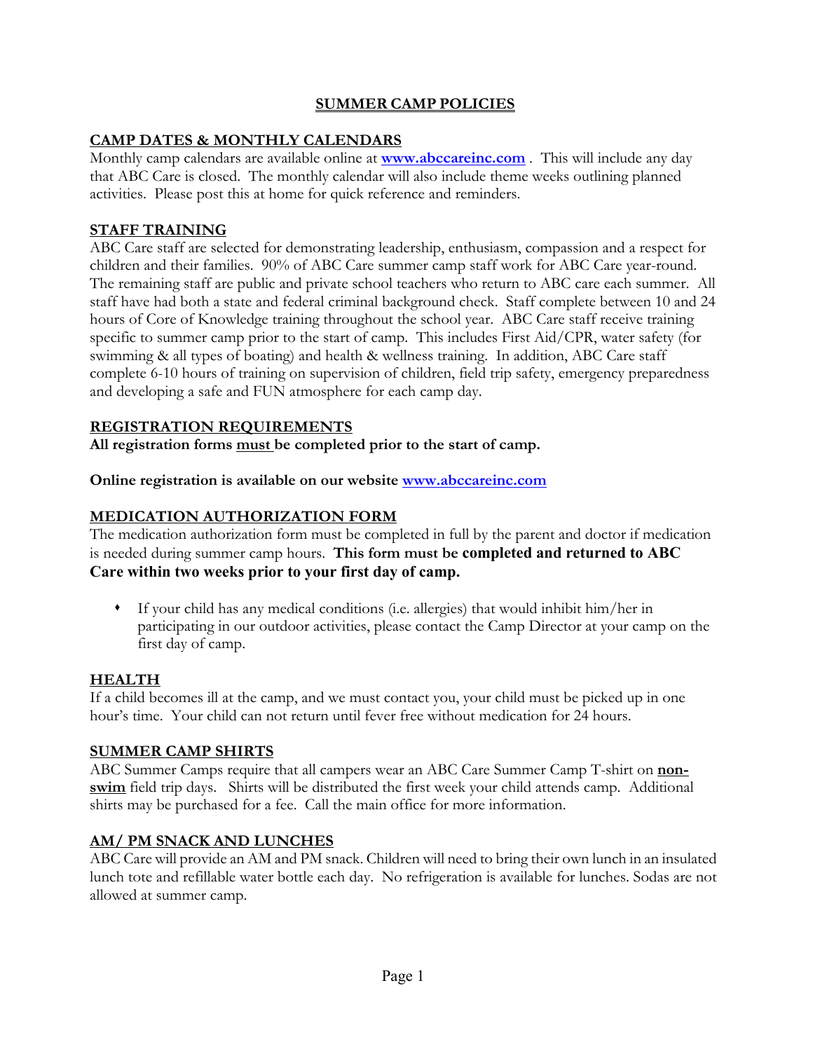# SUMMER CAMP POLICIES

## CAMP DATES & MONTHLY CALENDARS

Monthly camp calendars are available online at **www.abccareinc.com** . This will include any day that ABC Care is closed. The monthly calendar will also include theme weeks outlining planned activities. Please post this at home for quick reference and reminders.

## STAFF TRAINING

ABC Care staff are selected for demonstrating leadership, enthusiasm, compassion and a respect for children and their families. 90% of ABC Care summer camp staff work for ABC Care year-round. The remaining staff are public and private school teachers who return to ABC care each summer. All staff have had both a state and federal criminal background check. Staff complete between 10 and 24 hours of Core of Knowledge training throughout the school year. ABC Care staff receive training specific to summer camp prior to the start of camp. This includes First Aid/CPR, water safety (for swimming & all types of boating) and health & wellness training. In addition, ABC Care staff complete 6-10 hours of training on supervision of children, field trip safety, emergency preparedness and developing a safe and FUN atmosphere for each camp day.

## REGISTRATION REQUIREMENTS

**All registration forms must be completed prior to the start of camp.**

**Online registration is available on our website www.abccareinc.com**

## MEDICATION AUTHORIZATION FORM

The medication authorization form must be completed in full by the parent and doctor if medication is needed during summer camp hours. **This form must be completed and returned to ABC Care within two weeks prior to your first day of camp.**

- If your child has any medical conditions (i.e. allergies) that would inhibit him/her in participating in our outdoor activities, please contact the Camp Director at your camp on the first day of camp.

## HEALTH

If a child becomes ill at the camp, and we must contact you, your child must be picked up in one hour's time. Your child can not return until fever free without medication for 24 hours.

## SUMMER CAMP SHIRTS

ABC Summer Camps require that all campers wear an ABC Care Summer Camp T-shirt on **non-swim** field trip days. Shirts will be distributed the first week your child attends camp. Additional shirts may be purchased for a fee. Call the main office for more information.

## AM/ PM SNACK AND LUNCHES

ABC Care will provide an AM and PM snack. Children will need to bring their own lunch in an insulated lunch tote and refillable water bottle each day. No refrigeration is available for lunches. Sodas are not allowed at summer camp.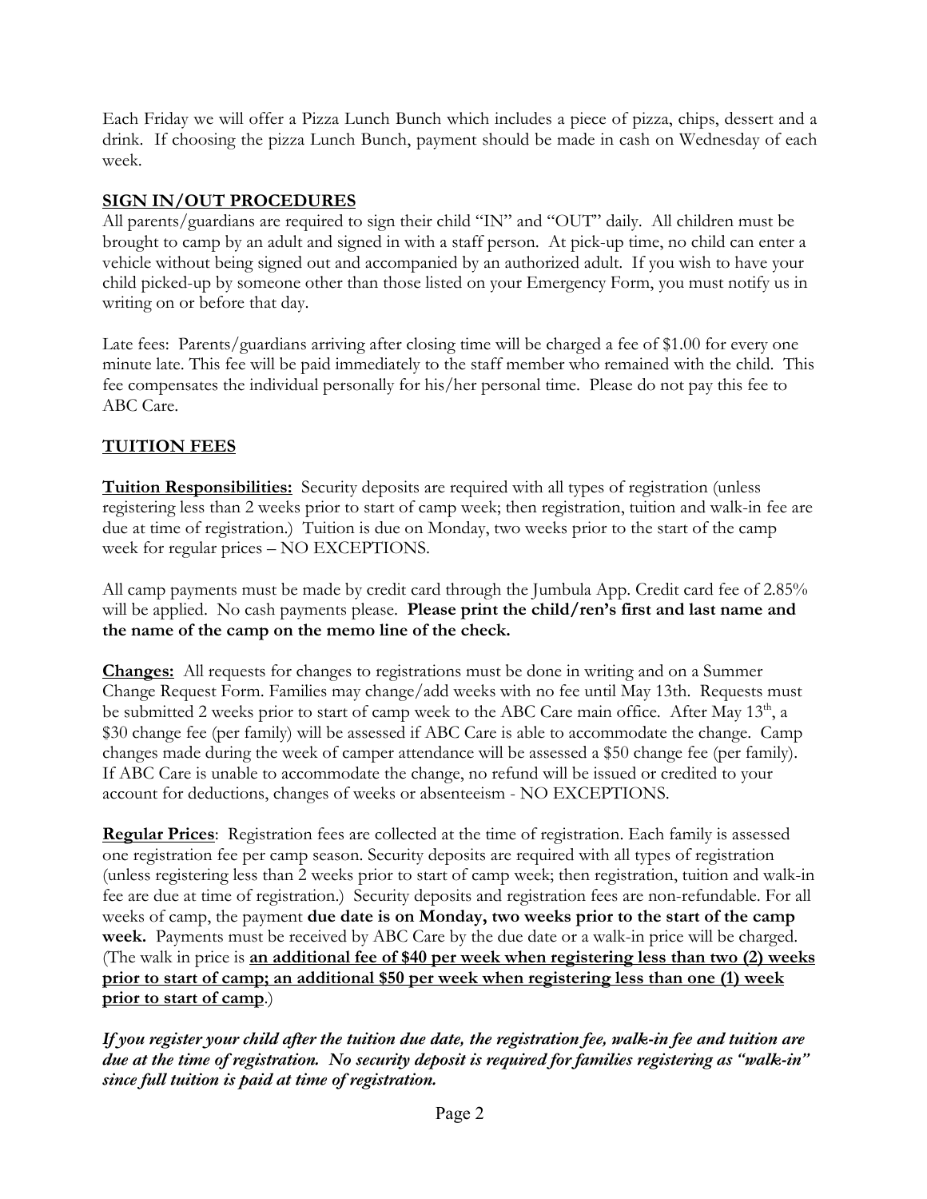Each Friday we will offer a Pizza Lunch Bunch which includes a piece of pizza, chips, dessert and a drink. If choosing the pizza Lunch Bunch, payment should be made in cash on Wednesday of each week.

## SIGN IN/OUT PROCEDURES

All parents/guardians are required to sign their child "IN" and "OUT" daily. All children must be brought to camp by an adult and signed in with a staff person. At pick-up time, no child can enter a vehicle without being signed out and accompanied by an authorized adult. If you wish to have your child picked-up by someone other than those listed on your Emergency Form, you must notify us in writing on or before that day.

Late fees: Parents/guardians arriving after closing time will be charged a fee of $1.00 for every one minute late. This fee will be paid immediately to the staff member who remained with the child. This fee compensates the individual personally for his/her personal time. Please do not pay this fee to ABC Care.

## TUITION FEES

**Tuition Responsibilities:** Security deposits are required with all types of registration (unless registering less than 2 weeks prior to start of camp week; then registration, tuition and walk-in fee are due at time of registration.) Tuition is due on Monday, two weeks prior to the start of the camp week for regular prices – NO EXCEPTIONS.

All camp payments must be made by credit card through the Jumbula App. Credit card fee of 2.85% will be applied. No cash payments please. **Please print the child/ren's first and last name and the name of the camp on the memo line of the check.**

**Changes:** All requests for changes to registrations must be done in writing and on a Summer Change Request Form. Families may change/add weeks with no fee until May 13th. Requests must be submitted 2 weeks prior to start of camp week to the ABC Care main office. After May 13th, a $30 change fee (per family) will be assessed if ABC Care is able to accommodate the change. Camp changes made during the week of camper attendance will be assessed a $50 change fee (per family). If ABC Care is unable to accommodate the change, no refund will be issued or credited to your account for deductions, changes of weeks or absenteeism - NO EXCEPTIONS.

**Regular Prices**: Registration fees are collected at the time of registration. Each family is assessed one registration fee per camp season. Security deposits are required with all types of registration (unless registering less than 2 weeks prior to start of camp week; then registration, tuition and walk-in fee are due at time of registration.) Security deposits and registration fees are non-refundable. For all weeks of camp, the payment **due date is on Monday, two weeks prior to the start of the camp week.** Payments must be received by ABC Care by the due date or a walk-in price will be charged. (The walk in price is **an additional fee of $40 per week when registering less than two (2) weeks prior to start of camp; an additional $50 per week when registering less than one (1) week prior to start of camp**.)

***If you register your child after the tuition due date, the registration fee, walk-in fee and tuition are due at the time of registration. No security deposit is required for families registering as "walk-in" since full tuition is paid at time of registration.***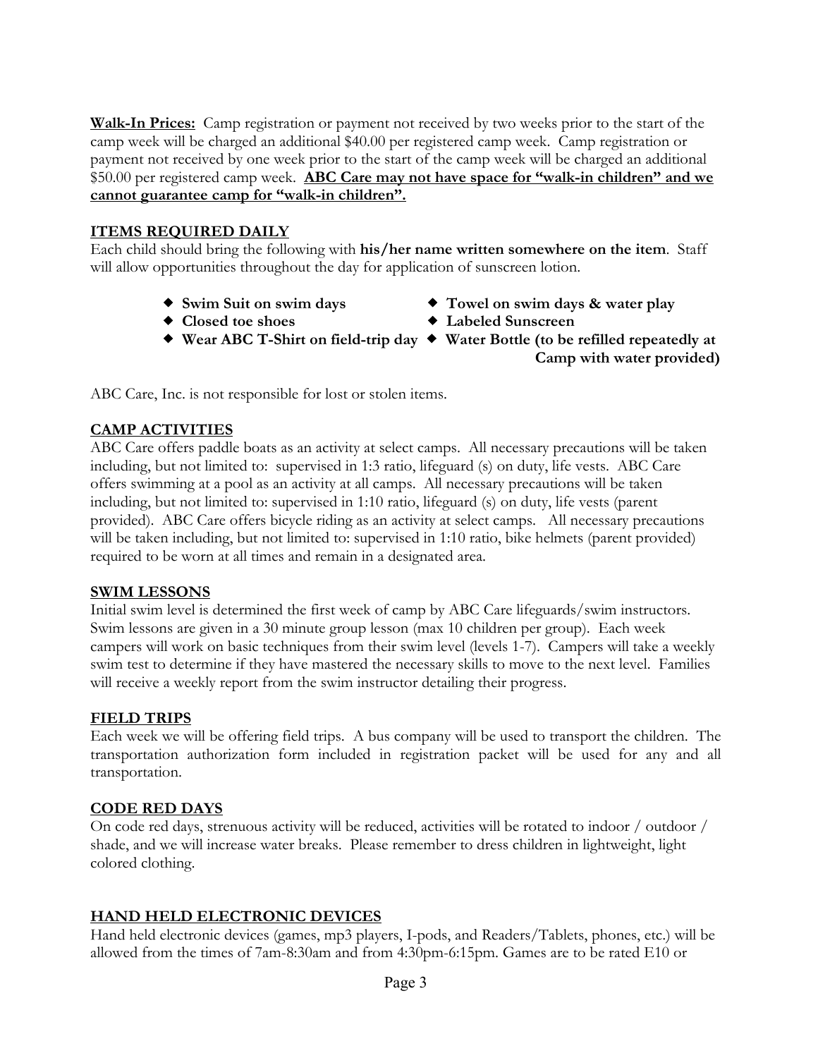**Walk-In Prices:** Camp registration or payment not received by two weeks prior to the start of the camp week will be charged an additional $40.00 per registered camp week. Camp registration or payment not received by one week prior to the start of the camp week will be charged an additional $50.00 per registered camp week. **ABC Care may not have space for "walk-in children" and we cannot guarantee camp for "walk-in children".**

## ITEMS REQUIRED DAILY

Each child should bring the following with **his/her name written somewhere on the item**. Staff will allow opportunities throughout the day for application of sunscreen lotion.

- **Swim Suit on swim days**
- **Towel on swim days & water play**
- **Closed toe shoes**
- **Labeled Sunscreen**
- **Wear ABC T-Shirt on field-trip day**
- **Water Bottle (to be refilled repeatedly at Camp with water provided)**

ABC Care, Inc. is not responsible for lost or stolen items.

## CAMP ACTIVITIES

ABC Care offers paddle boats as an activity at select camps. All necessary precautions will be taken including, but not limited to: supervised in 1:3 ratio, lifeguard (s) on duty, life vests. ABC Care offers swimming at a pool as an activity at all camps. All necessary precautions will be taken including, but not limited to: supervised in 1:10 ratio, lifeguard (s) on duty, life vests (parent provided). ABC Care offers bicycle riding as an activity at select camps. All necessary precautions will be taken including, but not limited to: supervised in 1:10 ratio, bike helmets (parent provided) required to be worn at all times and remain in a designated area.

## SWIM LESSONS

Initial swim level is determined the first week of camp by ABC Care lifeguards/swim instructors. Swim lessons are given in a 30 minute group lesson (max 10 children per group). Each week campers will work on basic techniques from their swim level (levels 1-7). Campers will take a weekly swim test to determine if they have mastered the necessary skills to move to the next level. Families will receive a weekly report from the swim instructor detailing their progress.

## FIELD TRIPS

Each week we will be offering field trips. A bus company will be used to transport the children. The transportation authorization form included in registration packet will be used for any and all transportation.

## CODE RED DAYS

On code red days, strenuous activity will be reduced, activities will be rotated to indoor / outdoor / shade, and we will increase water breaks. Please remember to dress children in lightweight, light colored clothing.

## HAND HELD ELECTRONIC DEVICES

Hand held electronic devices (games, mp3 players, I-pods, and Readers/Tablets, phones, etc.) will be allowed from the times of 7am-8:30am and from 4:30pm-6:15pm. Games are to be rated E10 or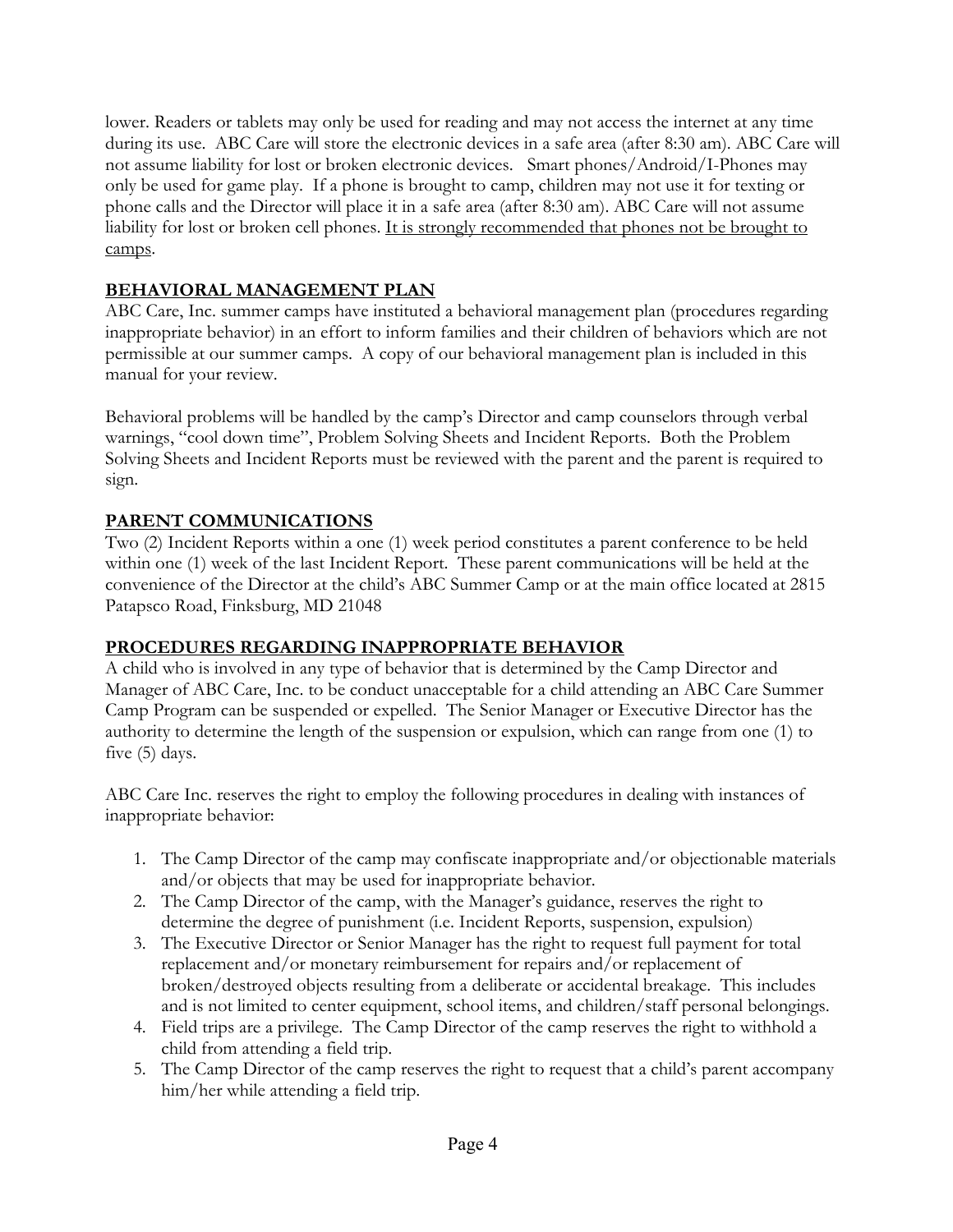lower. Readers or tablets may only be used for reading and may not access the internet at any time during its use. ABC Care will store the electronic devices in a safe area (after 8:30 am). ABC Care will not assume liability for lost or broken electronic devices. Smart phones/Android/I-Phones may only be used for game play. If a phone is brought to camp, children may not use it for texting or phone calls and the Director will place it in a safe area (after 8:30 am). ABC Care will not assume liability for lost or broken cell phones. <u>It is strongly recommended that phones not be brought to camps</u>.

## BEHAVIORAL MANAGEMENT PLAN

ABC Care, Inc. summer camps have instituted a behavioral management plan (procedures regarding inappropriate behavior) in an effort to inform families and their children of behaviors which are not permissible at our summer camps. A copy of our behavioral management plan is included in this manual for your review.

Behavioral problems will be handled by the camp's Director and camp counselors through verbal warnings, "cool down time", Problem Solving Sheets and Incident Reports. Both the Problem Solving Sheets and Incident Reports must be reviewed with the parent and the parent is required to sign.

## PARENT COMMUNICATIONS

Two (2) Incident Reports within a one (1) week period constitutes a parent conference to be held within one (1) week of the last Incident Report. These parent communications will be held at the convenience of the Director at the child's ABC Summer Camp or at the main office located at 2815 Patapsco Road, Finksburg, MD 21048

## PROCEDURES REGARDING INAPPROPRIATE BEHAVIOR

A child who is involved in any type of behavior that is determined by the Camp Director and Manager of ABC Care, Inc. to be conduct unacceptable for a child attending an ABC Care Summer Camp Program can be suspended or expelled. The Senior Manager or Executive Director has the authority to determine the length of the suspension or expulsion, which can range from one (1) to five (5) days.

ABC Care Inc. reserves the right to employ the following procedures in dealing with instances of inappropriate behavior:

1. The Camp Director of the camp may confiscate inappropriate and/or objectionable materials and/or objects that may be used for inappropriate behavior.
2. The Camp Director of the camp, with the Manager's guidance, reserves the right to determine the degree of punishment (i.e. Incident Reports, suspension, expulsion)
3. The Executive Director or Senior Manager has the right to request full payment for total replacement and/or monetary reimbursement for repairs and/or replacement of broken/destroyed objects resulting from a deliberate or accidental breakage. This includes and is not limited to center equipment, school items, and children/staff personal belongings.
4. Field trips are a privilege. The Camp Director of the camp reserves the right to withhold a child from attending a field trip.
5. The Camp Director of the camp reserves the right to request that a child's parent accompany him/her while attending a field trip.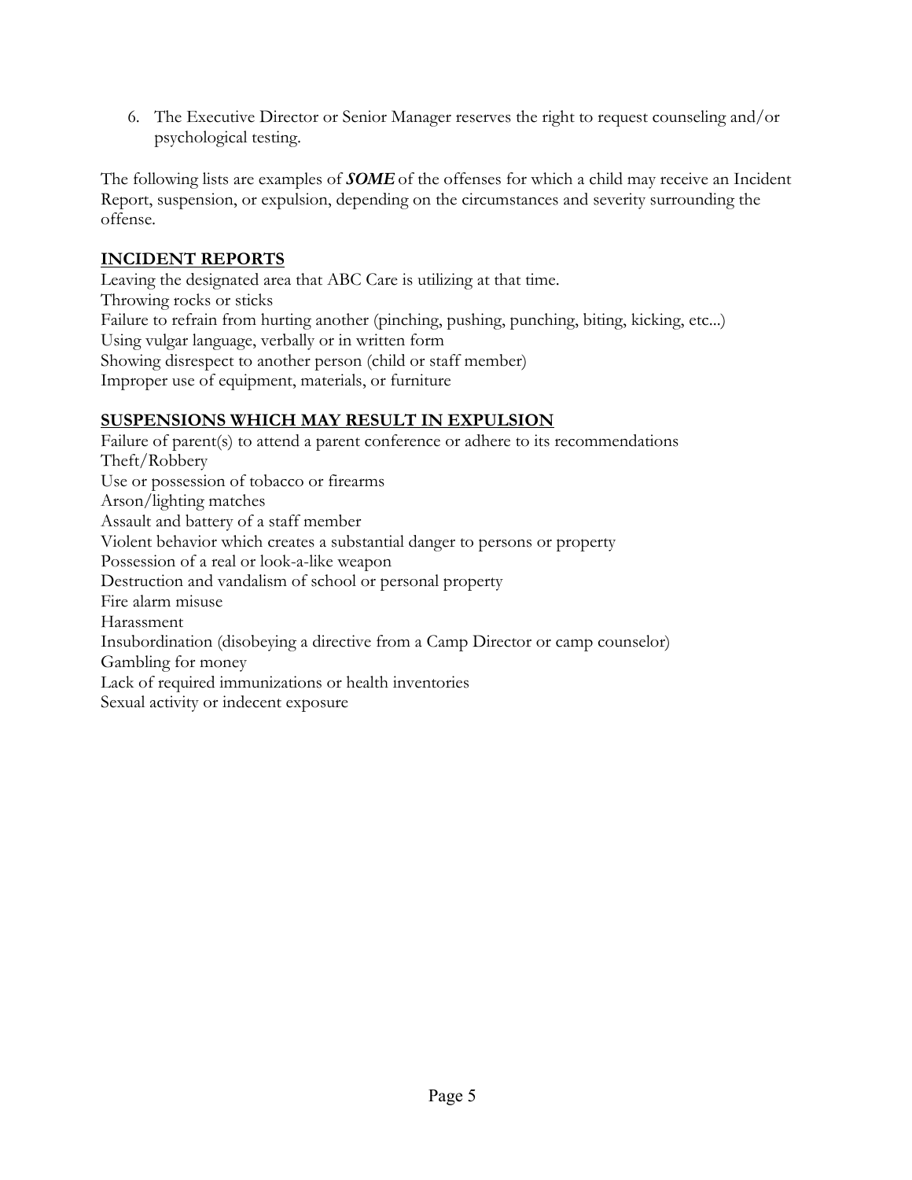6. The Executive Director or Senior Manager reserves the right to request counseling and/or psychological testing.

The following lists are examples of ***SOME*** of the offenses for which a child may receive an Incident Report, suspension, or expulsion, depending on the circumstances and severity surrounding the offense.

## INCIDENT REPORTS

Leaving the designated area that ABC Care is utilizing at that time.
Throwing rocks or sticks
Failure to refrain from hurting another (pinching, pushing, punching, biting, kicking, etc...)
Using vulgar language, verbally or in written form
Showing disrespect to another person (child or staff member)
Improper use of equipment, materials, or furniture

## SUSPENSIONS WHICH MAY RESULT IN EXPULSION

Failure of parent(s) to attend a parent conference or adhere to its recommendations
Theft/Robbery
Use or possession of tobacco or firearms
Arson/lighting matches
Assault and battery of a staff member
Violent behavior which creates a substantial danger to persons or property
Possession of a real or look-a-like weapon
Destruction and vandalism of school or personal property
Fire alarm misuse
Harassment
Insubordination (disobeying a directive from a Camp Director or camp counselor)
Gambling for money
Lack of required immunizations or health inventories
Sexual activity or indecent exposure